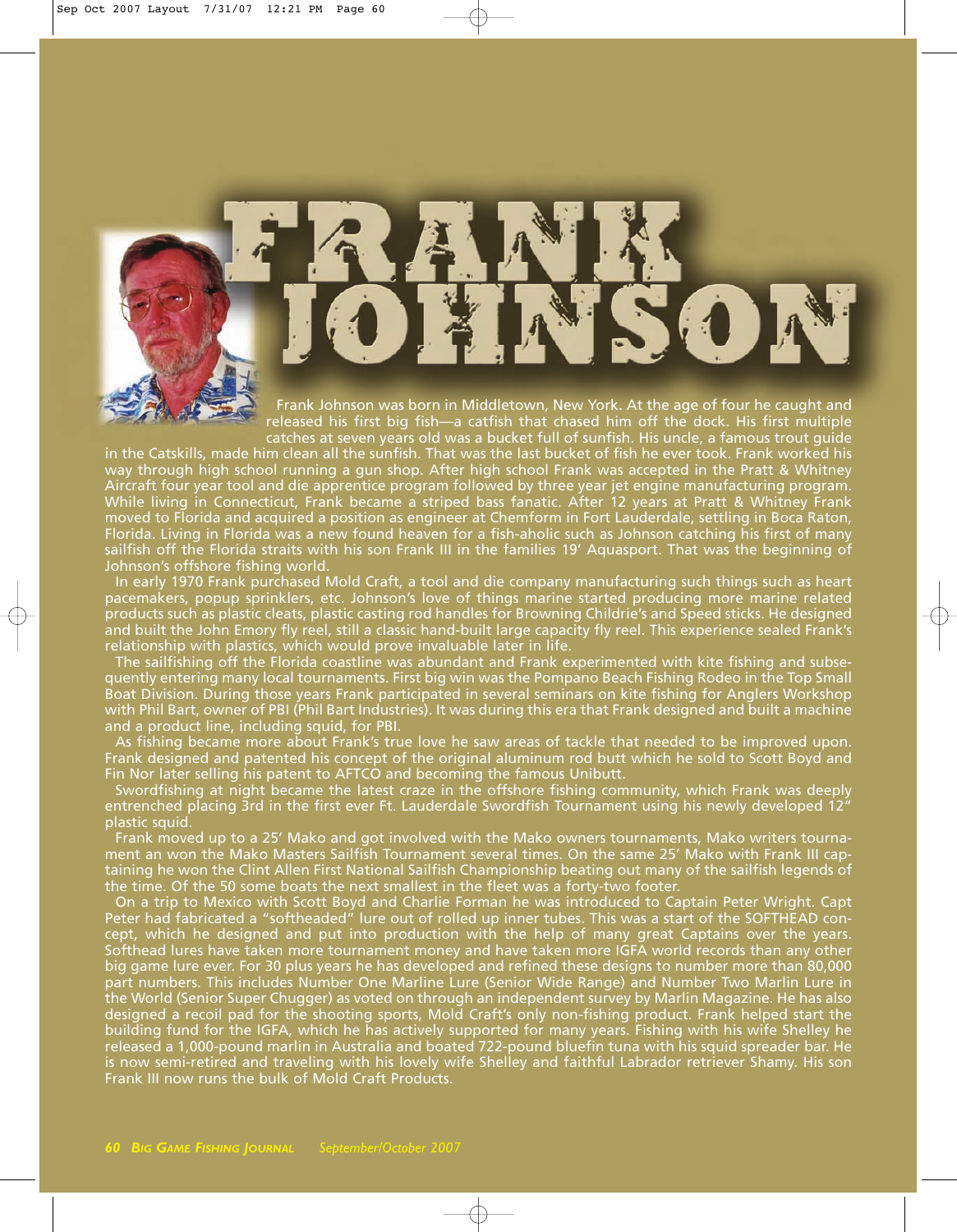# FRANK JOHNSON

Frank Johnson was born in Middletown, New York. At the age of four he caught and released his first big fish—a catfish that chased him off the dock. His first multiple catches at seven years old was a bucket full of sunfish. His uncle, a famous trout guide in the Catskills, made him clean all the sunfish. That was the last bucket of fish he ever took. Frank worked his way through high school running a gun shop. After high school Frank was accepted in the Pratt & Whitney Aircraft four year tool and die apprentice program followed by three year jet engine manufacturing program. While living in Connecticut, Frank became a striped bass fanatic. After 12 years at Pratt & Whitney Frank moved to Florida and acquired a position as engineer at Chemform in Fort Lauderdale, settling in Boca Raton, Florida. Living in Florida was a new found heaven for a fish-aholic such as Johnson catching his first of many sailfish off the Florida straits with his son Frank III in the families 19' Aquasport. That was the beginning of Johnson's offshore fishing world.

In early 1970 Frank purchased Mold Craft, a tool and die company manufacturing such things such as heart pacemakers, popup sprinklers, etc. Johnson's love of things marine started producing more marine related products such as plastic cleats, plastic casting rod handles for Browning Childrie's and Speed sticks. He designed and built the John Emory fly reel, still a classic hand-built large capacity fly reel. This experience sealed Frank's relationship with plastics, which would prove invaluable later in life.

The sailfishing off the Florida coastline was abundant and Frank experimented with kite fishing and subsequently entering many local tournaments. First big win was the Pompano Beach Fishing Rodeo in the Top Small Boat Division. During those years Frank participated in several seminars on kite fishing for Anglers Workshop with Phil Bart, owner of PBI (Phil Bart Industries). It was during this era that Frank designed and built a machine and a product line, including squid, for PBI.

As fishing became more about Frank's true love he saw areas of tackle that needed to be improved upon. Frank designed and patented his concept of the original aluminum rod butt which he sold to Scott Boyd and Fin Nor later selling his patent to AFTCO and becoming the famous Unibutt.

Swordfishing at night became the latest craze in the offshore fishing community, which Frank was deeply entrenched placing 3rd in the first ever Ft. Lauderdale Swordfish Tournament using his newly developed 12" plastic squid.

Frank moved up to a 25' Mako and got involved with the Mako owners tournaments, Mako writers tournament an won the Mako Masters Sailfish Tournament several times. On the same 25' Mako with Frank III captaining he won the Clint Allen First National Sailfish Championship beating out many of the sailfish legends of the time. Of the 50 some boats the next smallest in the fleet was a forty-two footer.

On a trip to Mexico with Scott Boyd and Charlie Forman he was introduced to Captain Peter Wright. Capt Peter had fabricated a "softheaded" lure out of rolled up inner tubes. This was a start of the SOFTHEAD concept, which he designed and put into production with the help of many great Captains over the years. Softhead lures have taken more tournament money and have taken more IGFA world records than any other big game lure ever. For 30 plus years he has developed and refined these designs to number more than 80,000 part numbers. This includes Number One Marline Lure (Senior Wide Range) and Number Two Marlin Lure in the World (Senior Super Chugger) as voted on through an independent survey by Marlin Magazine. He has also designed a recoil pad for the shooting sports, Mold Craft's only non-fishing product. Frank helped start the building fund for the IGFA, which he has actively supported for many years. Fishing with his wife Shelley he released a 1,000-pound marlin in Australia and boated 722-pound bluefin tuna with his squid spreader bar. He is now semi-retired and traveling with his lovely wife Shelley and faithful Labrador retriever Shamy. His son Frank III now runs the bulk of Mold Craft Products.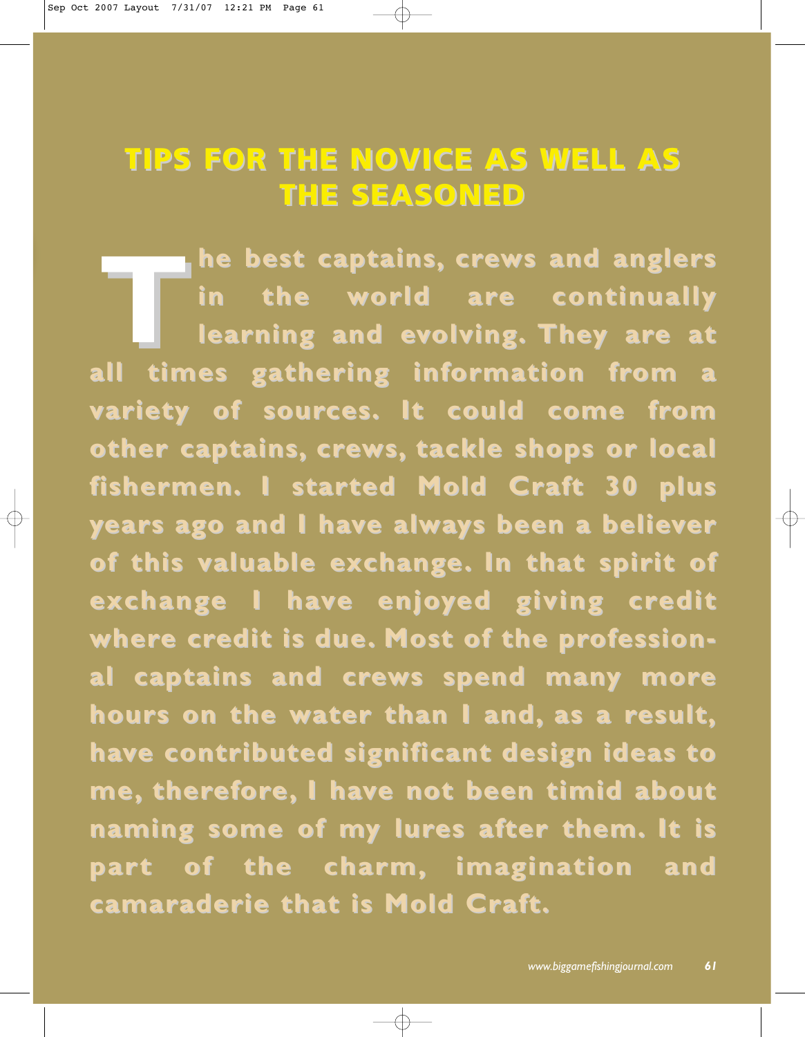# TIPS FOR THE NOVICE AS WELL AS THE SEASONED

The best captains, crews and anglers in the world are continually learning and evolving. They are at all times gathering information from a variety of sources. It could come from other captains, crews, tackle shops or local fishermen. I started Mold Craft 30 plus years ago and I have always been a believer of this valuable exchange. In that spirit of exchange I have enjoyed giving credit where credit is due. Most of the professional captains and crews spend many more hours on the water than I and, as a result, have contributed significant design ideas to me, therefore, I have not been timid about naming some of my lures after them. It is part of the charm, imagination and camaraderie that is Mold Craft.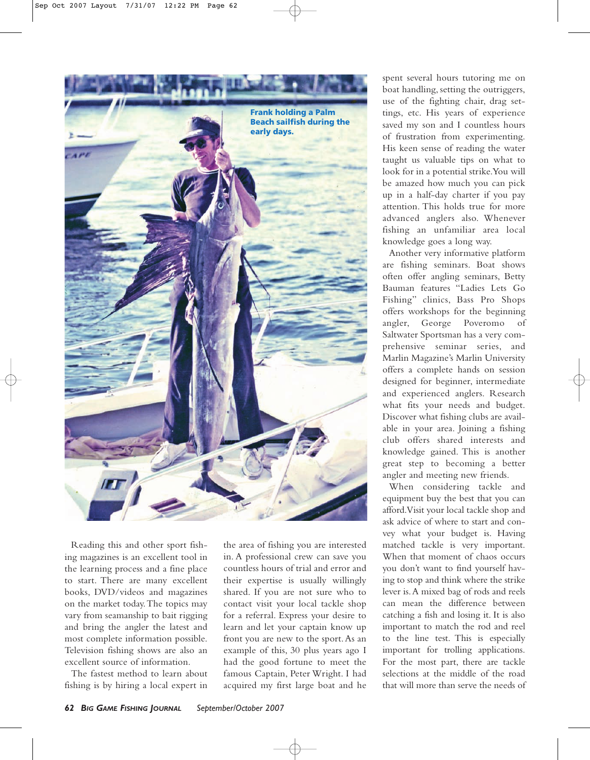Frank holding a Palm Beach sailfish during the early days.

Reading this and other sport fishing magazines is an excellent tool in the learning process and a fine place to start. There are many excellent books, DVD/videos and magazines on the market today. The topics may vary from seamanship to bait rigging and bring the angler the latest and most complete information possible. Television fishing shows are also an excellent source of information.

The fastest method to learn about fishing is by hiring a local expert in the area of fishing you are interested in. A professional crew can save you countless hours of trial and error and their expertise is usually willingly shared. If you are not sure who to contact visit your local tackle shop for a referral. Express your desire to learn and let your captain know up front you are new to the sport. As an example of this, 30 plus years ago I had the good fortune to meet the famous Captain, Peter Wright. I had acquired my first large boat and he spent several hours tutoring me on boat handling, setting the outriggers, use of the fighting chair, drag settings, etc. His years of experience saved my son and I countless hours of frustration from experimenting. His keen sense of reading the water taught us valuable tips on what to look for in a potential strike. You will be amazed how much you can pick up in a half-day charter if you pay attention. This holds true for more advanced anglers also. Whenever fishing an unfamiliar area local knowledge goes a long way.

Another very informative platform are fishing seminars. Boat shows often offer angling seminars, Betty Bauman features "Ladies Lets Go Fishing" clinics, Bass Pro Shops offers workshops for the beginning angler, George Poveromo of Saltwater Sportsman has a very comprehensive seminar series, and Marlin Magazine's Marlin University offers a complete hands on session designed for beginner, intermediate and experienced anglers. Research what fits your needs and budget. Discover what fishing clubs are available in your area. Joining a fishing club offers shared interests and knowledge gained. This is another great step to becoming a better angler and meeting new friends.

When considering tackle and equipment buy the best that you can afford. Visit your local tackle shop and ask advice of where to start and convey what your budget is. Having matched tackle is very important. When that moment of chaos occurs you don't want to find yourself having to stop and think where the strike lever is. A mixed bag of rods and reels can mean the difference between catching a fish and losing it. It is also important to match the rod and reel to the line test. This is especially important for trolling applications. For the most part, there are tackle selections at the middle of the road that will more than serve the needs of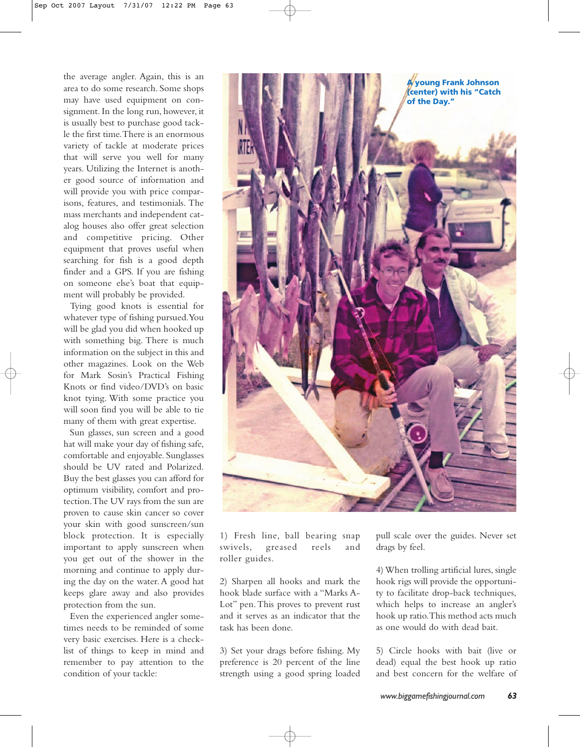the average angler. Again, this is an area to do some research. Some shops may have used equipment on consignment. In the long run, however, it is usually best to purchase good tackle the first time. There is an enormous variety of tackle at moderate prices that will serve you well for many years. Utilizing the Internet is another good source of information and will provide you with price comparisons, features, and testimonials. The mass merchants and independent catalog houses also offer great selection and competitive pricing. Other equipment that proves useful when searching for fish is a good depth finder and a GPS. If you are fishing on someone else's boat that equipment will probably be provided.

Tying good knots is essential for whatever type of fishing pursued. You will be glad you did when hooked up with something big. There is much information on the subject in this and other magazines. Look on the Web for Mark Sosin's Practical Fishing Knots or find video/DVD's on basic knot tying. With some practice you will soon find you will be able to tie many of them with great expertise.

Sun glasses, sun screen and a good hat will make your day of fishing safe, comfortable and enjoyable. Sunglasses should be UV rated and Polarized. Buy the best glasses you can afford for optimum visibility, comfort and protection. The UV rays from the sun are proven to cause skin cancer so cover your skin with good sunscreen/sun block protection. It is especially important to apply sunscreen when you get out of the shower in the morning and continue to apply during the day on the water. A good hat keeps glare away and also provides protection from the sun.

Even the experienced angler sometimes needs to be reminded of some very basic exercises. Here is a checklist of things to keep in mind and remember to pay attention to the condition of your tackle:

**A young Frank Johnson (center) with his "Catch of the Day."**

1) Fresh line, ball bearing snap swivels, greased reels and roller guides.

2) Sharpen all hooks and mark the hook blade surface with a "Marks A-Lot" pen. This proves to prevent rust and it serves as an indicator that the task has been done.

3) Set your drags before fishing. My preference is 20 percent of the line strength using a good spring loaded pull scale over the guides. Never set drags by feel.

4) When trolling artificial lures, single hook rigs will provide the opportunity to facilitate drop-back techniques, which helps to increase an angler's hook up ratio. This method acts much as one would do with dead bait.

5) Circle hooks with bait (live or dead) equal the best hook up ratio and best concern for the welfare of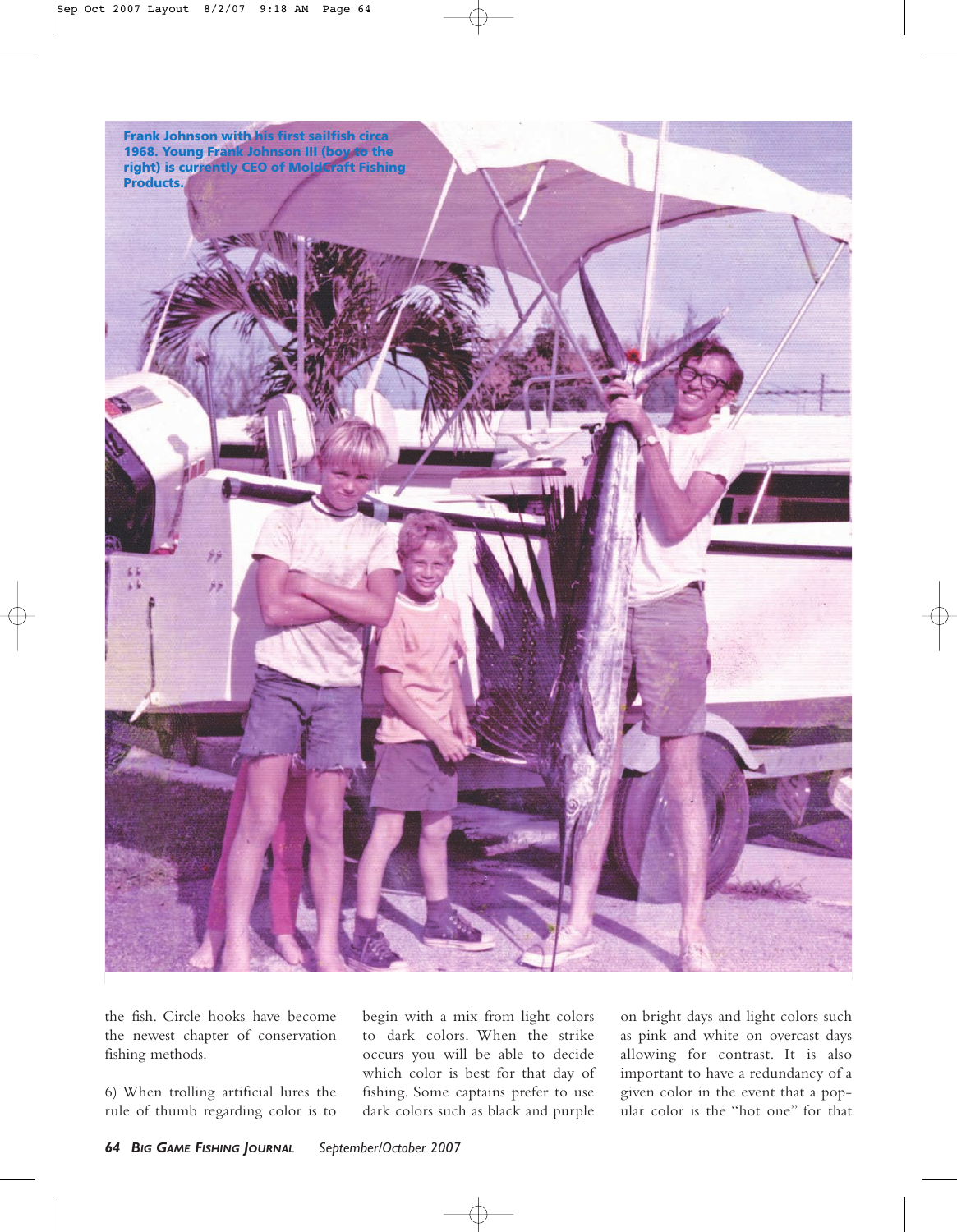Frank Johnson with his first sailfish circa 1968. Young Frank Johnson III (boy to the right) is currently CEO of Moldcraft Fishing Products.

the fish. Circle hooks have become the newest chapter of conservation fishing methods.

6) When trolling artificial lures the rule of thumb regarding color is to begin with a mix from light colors to dark colors. When the strike occurs you will be able to decide which color is best for that day of fishing. Some captains prefer to use dark colors such as black and purple on bright days and light colors such as pink and white on overcast days allowing for contrast. It is also important to have a redundancy of a given color in the event that a popular color is the "hot one" for that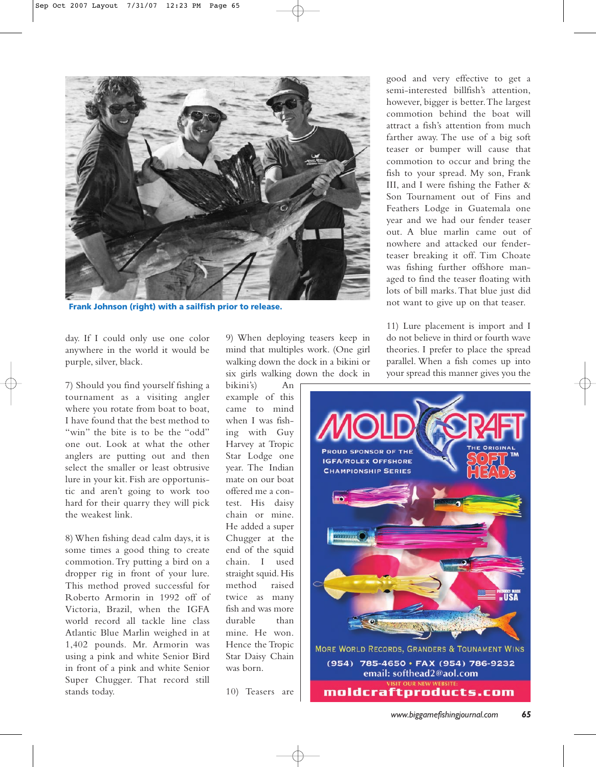Frank Johnson (right) with a sailfish prior to release.

day. If I could only use one color anywhere in the world it would be purple, silver, black.

7) Should you find yourself fishing a tournament as a visiting angler where you rotate from boat to boat, I have found that the best method to "win" the bite is to be the "odd" one out. Look at what the other anglers are putting out and then select the smaller or least obtrusive lure in your kit. Fish are opportunistic and aren't going to work too hard for their quarry they will pick the weakest link.

8) When fishing dead calm days, it is some times a good thing to create commotion. Try putting a bird on a dropper rig in front of your lure. This method proved successful for Roberto Armorin in 1992 off of Victoria, Brazil, when the IGFA world record all tackle line class Atlantic Blue Marlin weighed in at 1,402 pounds. Mr. Armorin was using a pink and white Senior Bird in front of a pink and white Senior Super Chugger. That record still stands today.

9) When deploying teasers keep in mind that multiples work. (One girl walking down the dock in a bikini or six girls walking down the dock in bikini's) An example of this came to mind when I was fishing with Guy Harvey at Tropic Star Lodge one year. The Indian mate on our boat offered me a contest. His daisy chain or mine. He added a super Chugger at the end of the squid chain. I used straight squid. His method raised twice as many fish and was more durable than mine. He won. Hence the Tropic Star Daisy Chain was born.

10) Teasers are good and very effective to get a semi-interested billfish's attention, however, bigger is better. The largest commotion behind the boat will attract a fish's attention from much farther away. The use of a big soft teaser or bumper will cause that commotion to occur and bring the fish to your spread. My son, Frank III, and I were fishing the Father & Son Tournament out of Fins and Feathers Lodge in Guatemala one year and we had our fender teaser out. A blue marlin came out of nowhere and attacked our fender-teaser breaking it off. Tim Choate was fishing further offshore managed to find the teaser floating with lots of bill marks. That blue just did not want to give up on that teaser.

11) Lure placement is import and I do not believe in third or fourth wave theories. I prefer to place the spread parallel. When a fish comes up into your spread this manner gives you the

MOLDCRAFT

Proud sponsor of the IGFA/Rolex Offshore Championship Series

The Original SOFT HEADs™

Proudly made in USA

More World Records, Granders & Tounament Wins

(954) 785-4650 • FAX (954) 786-9232
email: softhead2@aol.com

Visit our new website:
moldcraftproducts.com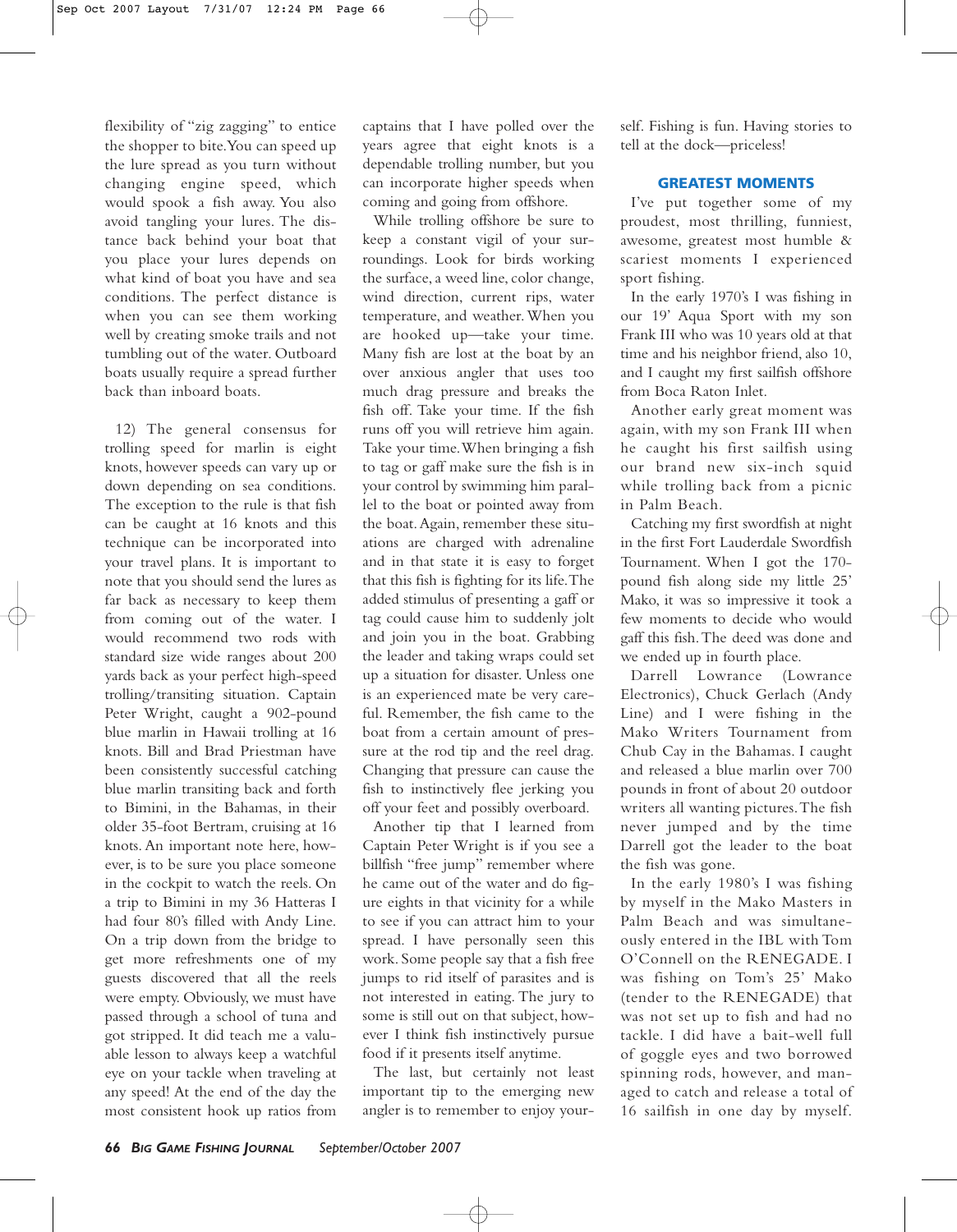flexibility of "zig zagging" to entice the shopper to bite. You can speed up the lure spread as you turn without changing engine speed, which would spook a fish away. You also avoid tangling your lures. The distance back behind your boat that you place your lures depends on what kind of boat you have and sea conditions. The perfect distance is when you can see them working well by creating smoke trails and not tumbling out of the water. Outboard boats usually require a spread further back than inboard boats.

12) The general consensus for trolling speed for marlin is eight knots, however speeds can vary up or down depending on sea conditions. The exception to the rule is that fish can be caught at 16 knots and this technique can be incorporated into your travel plans. It is important to note that you should send the lures as far back as necessary to keep them from coming out of the water. I would recommend two rods with standard size wide ranges about 200 yards back as your perfect high-speed trolling/transiting situation. Captain Peter Wright, caught a 902-pound blue marlin in Hawaii trolling at 16 knots. Bill and Brad Priestman have been consistently successful catching blue marlin transiting back and forth to Bimini, in the Bahamas, in their older 35-foot Bertram, cruising at 16 knots. An important note here, however, is to be sure you place someone in the cockpit to watch the reels. On a trip to Bimini in my 36 Hatteras I had four 80's filled with Andy Line. On a trip down from the bridge to get more refreshments one of my guests discovered that all the reels were empty. Obviously, we must have passed through a school of tuna and got stripped. It did teach me a valuable lesson to always keep a watchful eye on your tackle when traveling at any speed! At the end of the day the most consistent hook up ratios from captains that I have polled over the years agree that eight knots is a dependable trolling number, but you can incorporate higher speeds when coming and going from offshore.

While trolling offshore be sure to keep a constant vigil of your surroundings. Look for birds working the surface, a weed line, color change, wind direction, current rips, water temperature, and weather. When you are hooked up—take your time. Many fish are lost at the boat by an over anxious angler that uses too much drag pressure and breaks the fish off. Take your time. If the fish runs off you will retrieve him again. Take your time. When bringing a fish to tag or gaff make sure the fish is in your control by swimming him parallel to the boat or pointed away from the boat. Again, remember these situations are charged with adrenaline and in that state it is easy to forget that this fish is fighting for its life. The added stimulus of presenting a gaff or tag could cause him to suddenly jolt and join you in the boat. Grabbing the leader and taking wraps could set up a situation for disaster. Unless one is an experienced mate be very careful. Remember, the fish came to the boat from a certain amount of pressure at the rod tip and the reel drag. Changing that pressure can cause the fish to instinctively flee jerking you off your feet and possibly overboard.

Another tip that I learned from Captain Peter Wright is if you see a billfish "free jump" remember where he came out of the water and do figure eights in that vicinity for a while to see if you can attract him to your spread. I have personally seen this work. Some people say that a fish free jumps to rid itself of parasites and is not interested in eating. The jury to some is still out on that subject, however I think fish instinctively pursue food if it presents itself anytime.

The last, but certainly not least important tip to the emerging new angler is to remember to enjoy yourself. Fishing is fun. Having stories to tell at the dock—priceless!

## GREATEST MOMENTS

I've put together some of my proudest, most thrilling, funniest, awesome, greatest most humble & scariest moments I experienced sport fishing.

In the early 1970's I was fishing in our 19' Aqua Sport with my son Frank III who was 10 years old at that time and his neighbor friend, also 10, and I caught my first sailfish offshore from Boca Raton Inlet.

Another early great moment was again, with my son Frank III when he caught his first sailfish using our brand new six-inch squid while trolling back from a picnic in Palm Beach.

Catching my first swordfish at night in the first Fort Lauderdale Swordfish Tournament. When I got the 170-pound fish along side my little 25' Mako, it was so impressive it took a few moments to decide who would gaff this fish. The deed was done and we ended up in fourth place.

Darrell Lowrance (Lowrance Electronics), Chuck Gerlach (Andy Line) and I were fishing in the Mako Writers Tournament from Chub Cay in the Bahamas. I caught and released a blue marlin over 700 pounds in front of about 20 outdoor writers all wanting pictures. The fish never jumped and by the time Darrell got the leader to the boat the fish was gone.

In the early 1980's I was fishing by myself in the Mako Masters in Palm Beach and was simultaneously entered in the IBL with Tom O'Connell on the RENEGADE. I was fishing on Tom's 25' Mako (tender to the RENEGADE) that was not set up to fish and had no tackle. I did have a bait-well full of goggle eyes and two borrowed spinning rods, however, and managed to catch and release a total of 16 sailfish in one day by myself.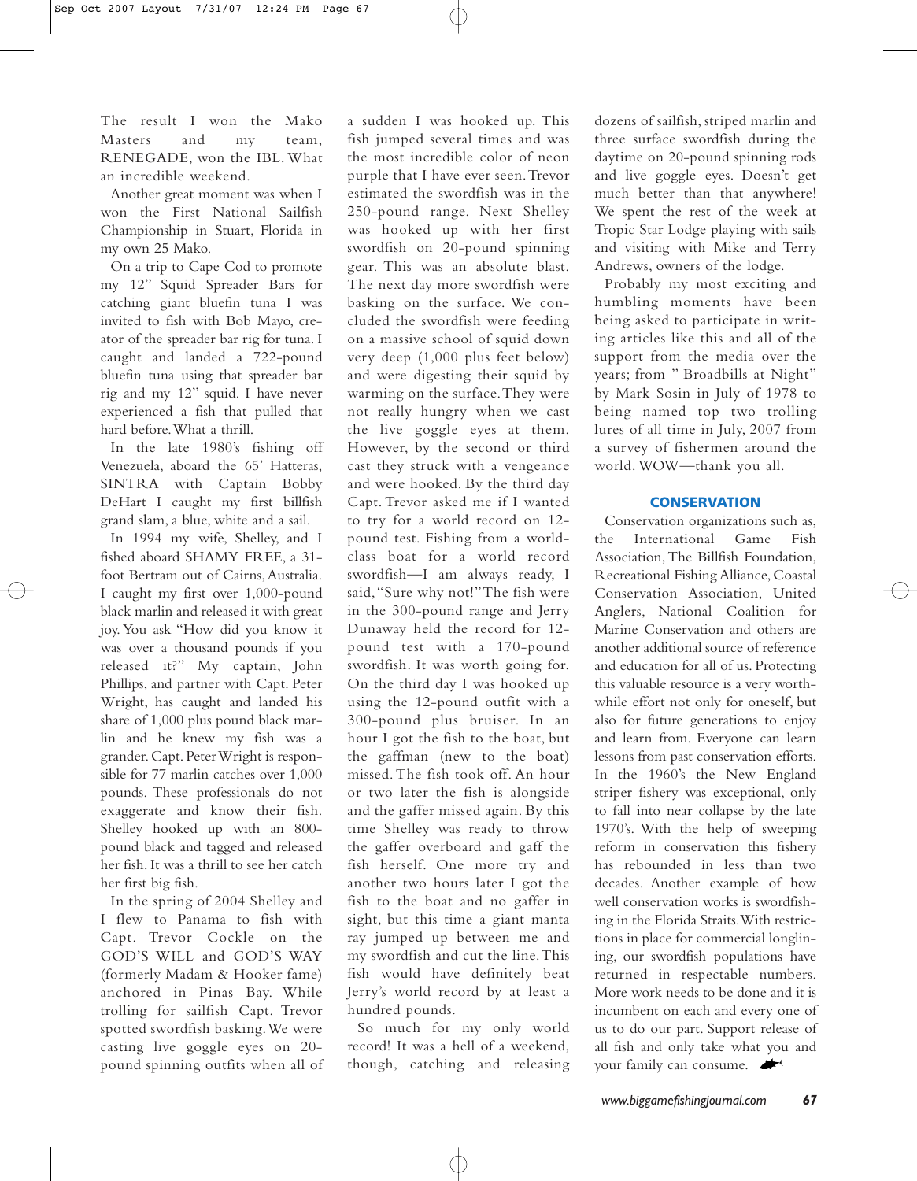The result I won the Mako Masters and my team, RENEGADE, won the IBL. What an incredible weekend.

Another great moment was when I won the First National Sailfish Championship in Stuart, Florida in my own 25 Mako.

On a trip to Cape Cod to promote my 12" Squid Spreader Bars for catching giant bluefin tuna I was invited to fish with Bob Mayo, creator of the spreader bar rig for tuna. I caught and landed a 722-pound bluefin tuna using that spreader bar rig and my 12" squid. I have never experienced a fish that pulled that hard before. What a thrill.

In the late 1980's fishing off Venezuela, aboard the 65' Hatteras, SINTRA with Captain Bobby DeHart I caught my first billfish grand slam, a blue, white and a sail.

In 1994 my wife, Shelley, and I fished aboard SHAMY FREE, a 31-foot Bertram out of Cairns, Australia. I caught my first over 1,000-pound black marlin and released it with great joy. You ask "How did you know it was over a thousand pounds if you released it?" My captain, John Phillips, and partner with Capt. Peter Wright, has caught and landed his share of 1,000 plus pound black marlin and he knew my fish was a grander. Capt. Peter Wright is responsible for 77 marlin catches over 1,000 pounds. These professionals do not exaggerate and know their fish. Shelley hooked up with an 800-pound black and tagged and released her fish. It was a thrill to see her catch her first big fish.

In the spring of 2004 Shelley and I flew to Panama to fish with Capt. Trevor Cockle on the GOD'S WILL and GOD'S WAY (formerly Madam & Hooker fame) anchored in Pinas Bay. While trolling for sailfish Capt. Trevor spotted swordfish basking. We were casting live goggle eyes on 20-pound spinning outfits when all of a sudden I was hooked up. This fish jumped several times and was the most incredible color of neon purple that I have ever seen. Trevor estimated the swordfish was in the 250-pound range. Next Shelley was hooked up with her first swordfish on 20-pound spinning gear. This was an absolute blast. The next day more swordfish were basking on the surface. We concluded the swordfish were feeding on a massive school of squid down very deep (1,000 plus feet below) and were digesting their squid by warming on the surface. They were not really hungry when we cast the live goggle eyes at them. However, by the second or third cast they struck with a vengeance and were hooked. By the third day Capt. Trevor asked me if I wanted to try for a world record on 12-pound test. Fishing from a world-class boat for a world record swordfish—I am always ready, I said, "Sure why not!" The fish were in the 300-pound range and Jerry Dunaway held the record for 12-pound test with a 170-pound swordfish. It was worth going for. On the third day I was hooked up using the 12-pound outfit with a 300-pound plus bruiser. In an hour I got the fish to the boat, but the gaffman (new to the boat) missed. The fish took off. An hour or two later the fish is alongside and the gaffer missed again. By this time Shelley was ready to throw the gaffer overboard and gaff the fish herself. One more try and another two hours later I got the fish to the boat and no gaffer in sight, but this time a giant manta ray jumped up between me and my swordfish and cut the line. This fish would have definitely beat Jerry's world record by at least a hundred pounds.

So much for my only world record! It was a hell of a weekend, though, catching and releasing dozens of sailfish, striped marlin and three surface swordfish during the daytime on 20-pound spinning rods and live goggle eyes. Doesn't get much better than that anywhere! We spent the rest of the week at Tropic Star Lodge playing with sails and visiting with Mike and Terry Andrews, owners of the lodge.

Probably my most exciting and humbling moments have been being asked to participate in writing articles like this and all of the support from the media over the years; from " Broadbills at Night" by Mark Sosin in July of 1978 to being named top two trolling lures of all time in July, 2007 from a survey of fishermen around the world. WOW—thank you all.

## CONSERVATION

Conservation organizations such as, the International Game Fish Association, The Billfish Foundation, Recreational Fishing Alliance, Coastal Conservation Association, United Anglers, National Coalition for Marine Conservation and others are another additional source of reference and education for all of us. Protecting this valuable resource is a very worthwhile effort not only for oneself, but also for future generations to enjoy and learn from. Everyone can learn lessons from past conservation efforts. In the 1960's the New England striper fishery was exceptional, only to fall into near collapse by the late 1970's. With the help of sweeping reform in conservation this fishery has rebounded in less than two decades. Another example of how well conservation works is swordfishing in the Florida Straits. With restrictions in place for commercial longlining, our swordfish populations have returned in respectable numbers. More work needs to be done and it is incumbent on each and every one of us to do our part. Support release of all fish and only take what you and your family can consume.